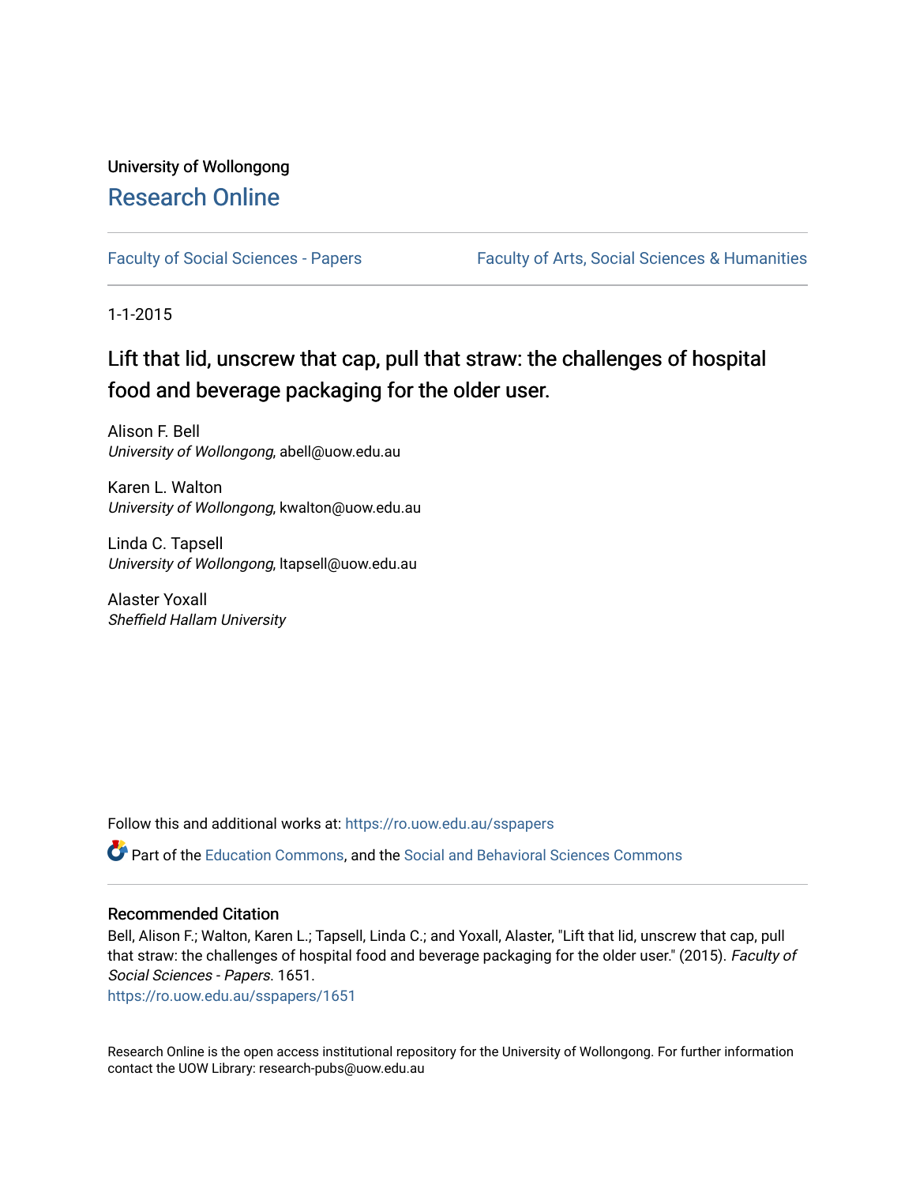University of Wollongong

# Research Online

Faculty of Social Sciences - Papers | Faculty of Arts, Social Sciences & Humanities

1-1-2015

## Lift that lid, unscrew that cap, pull that straw: the challenges of hospital food and beverage packaging for the older user.

Alison F. Bell
*University of Wollongong*, abell@uow.edu.au

Karen L. Walton
*University of Wollongong*, kwalton@uow.edu.au

Linda C. Tapsell
*University of Wollongong*, ltapsell@uow.edu.au

Alaster Yoxall
*Sheffield Hallam University*

Follow this and additional works at: https://ro.uow.edu.au/sspapers

Part of the Education Commons, and the Social and Behavioral Sciences Commons

### Recommended Citation

Bell, Alison F.; Walton, Karen L.; Tapsell, Linda C.; and Yoxall, Alaster, "Lift that lid, unscrew that cap, pull that straw: the challenges of hospital food and beverage packaging for the older user." (2015). *Faculty of Social Sciences - Papers*. 1651.
https://ro.uow.edu.au/sspapers/1651

Research Online is the open access institutional repository for the University of Wollongong. For further information contact the UOW Library: research-pubs@uow.edu.au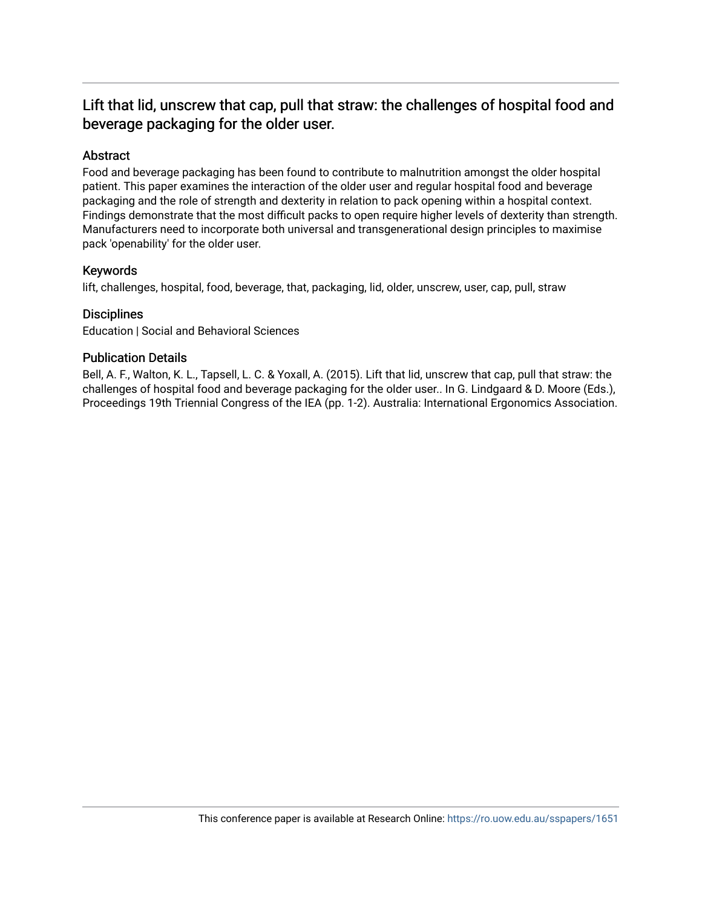# Lift that lid, unscrew that cap, pull that straw: the challenges of hospital food and beverage packaging for the older user.

## Abstract

Food and beverage packaging has been found to contribute to malnutrition amongst the older hospital patient. This paper examines the interaction of the older user and regular hospital food and beverage packaging and the role of strength and dexterity in relation to pack opening within a hospital context. Findings demonstrate that the most difficult packs to open require higher levels of dexterity than strength. Manufacturers need to incorporate both universal and transgenerational design principles to maximise pack 'openability' for the older user.

## Keywords

lift, challenges, hospital, food, beverage, that, packaging, lid, older, unscrew, user, cap, pull, straw

## Disciplines

Education | Social and Behavioral Sciences

## Publication Details

Bell, A. F., Walton, K. L., Tapsell, L. C. & Yoxall, A. (2015). Lift that lid, unscrew that cap, pull that straw: the challenges of hospital food and beverage packaging for the older user.. In G. Lindgaard & D. Moore (Eds.), Proceedings 19th Triennial Congress of the IEA (pp. 1-2). Australia: International Ergonomics Association.

This conference paper is available at Research Online: https://ro.uow.edu.au/sspapers/1651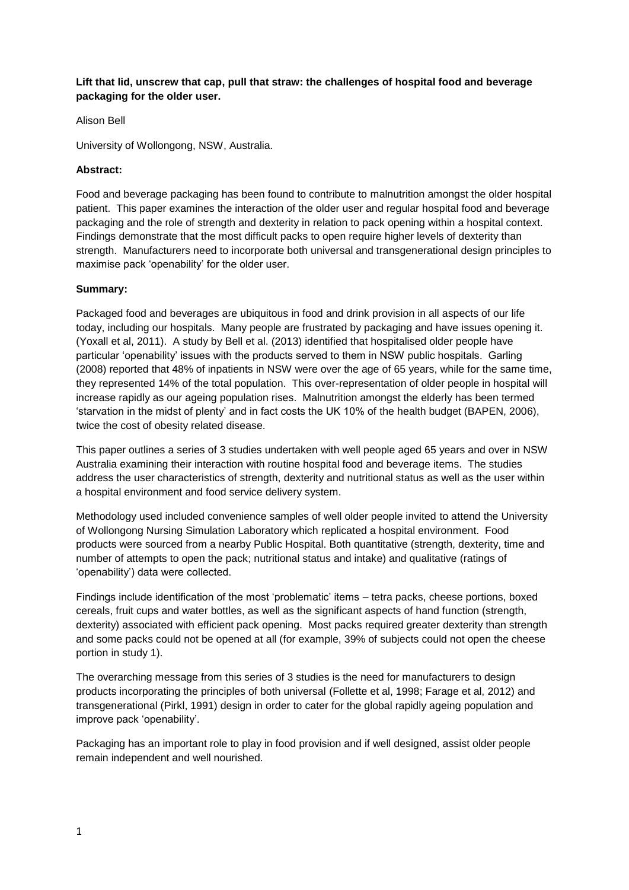**Lift that lid, unscrew that cap, pull that straw: the challenges of hospital food and beverage packaging for the older user.**

Alison Bell

University of Wollongong, NSW, Australia.

**Abstract:**

Food and beverage packaging has been found to contribute to malnutrition amongst the older hospital patient. This paper examines the interaction of the older user and regular hospital food and beverage packaging and the role of strength and dexterity in relation to pack opening within a hospital context. Findings demonstrate that the most difficult packs to open require higher levels of dexterity than strength. Manufacturers need to incorporate both universal and transgenerational design principles to maximise pack 'openability' for the older user.

**Summary:**

Packaged food and beverages are ubiquitous in food and drink provision in all aspects of our life today, including our hospitals. Many people are frustrated by packaging and have issues opening it. (Yoxall et al, 2011). A study by Bell et al. (2013) identified that hospitalised older people have particular 'openability' issues with the products served to them in NSW public hospitals. Garling (2008) reported that 48% of inpatients in NSW were over the age of 65 years, while for the same time, they represented 14% of the total population. This over-representation of older people in hospital will increase rapidly as our ageing population rises. Malnutrition amongst the elderly has been termed 'starvation in the midst of plenty' and in fact costs the UK 10% of the health budget (BAPEN, 2006), twice the cost of obesity related disease.

This paper outlines a series of 3 studies undertaken with well people aged 65 years and over in NSW Australia examining their interaction with routine hospital food and beverage items. The studies address the user characteristics of strength, dexterity and nutritional status as well as the user within a hospital environment and food service delivery system.

Methodology used included convenience samples of well older people invited to attend the University of Wollongong Nursing Simulation Laboratory which replicated a hospital environment. Food products were sourced from a nearby Public Hospital. Both quantitative (strength, dexterity, time and number of attempts to open the pack; nutritional status and intake) and qualitative (ratings of 'openability') data were collected.

Findings include identification of the most 'problematic' items – tetra packs, cheese portions, boxed cereals, fruit cups and water bottles, as well as the significant aspects of hand function (strength, dexterity) associated with efficient pack opening. Most packs required greater dexterity than strength and some packs could not be opened at all (for example, 39% of subjects could not open the cheese portion in study 1).

The overarching message from this series of 3 studies is the need for manufacturers to design products incorporating the principles of both universal (Follette et al, 1998; Farage et al, 2012) and transgenerational (Pirkl, 1991) design in order to cater for the global rapidly ageing population and improve pack 'openability'.

Packaging has an important role to play in food provision and if well designed, assist older people remain independent and well nourished.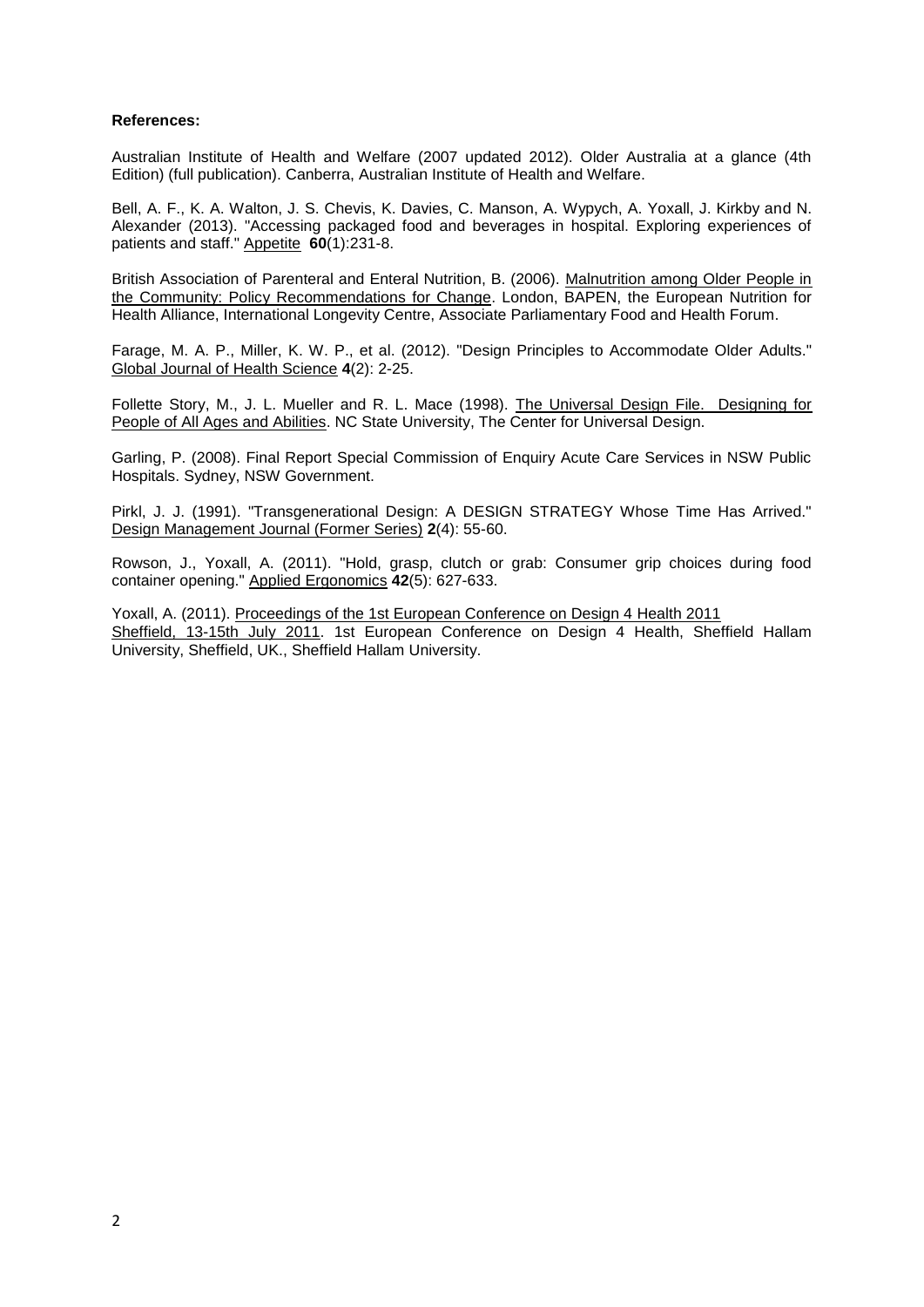**References:**

Australian Institute of Health and Welfare (2007 updated 2012). Older Australia at a glance (4th Edition) (full publication). Canberra, Australian Institute of Health and Welfare.

Bell, A. F., K. A. Walton, J. S. Chevis, K. Davies, C. Manson, A. Wypych, A. Yoxall, J. Kirkby and N. Alexander (2013). "Accessing packaged food and beverages in hospital. Exploring experiences of patients and staff." Appetite **60**(1):231-8.

British Association of Parenteral and Enteral Nutrition, B. (2006). Malnutrition among Older People in the Community: Policy Recommendations for Change. London, BAPEN, the European Nutrition for Health Alliance, International Longevity Centre, Associate Parliamentary Food and Health Forum.

Farage, M. A. P., Miller, K. W. P., et al. (2012). "Design Principles to Accommodate Older Adults." Global Journal of Health Science **4**(2): 2-25.

Follette Story, M., J. L. Mueller and R. L. Mace (1998). The Universal Design File. Designing for People of All Ages and Abilities. NC State University, The Center for Universal Design.

Garling, P. (2008). Final Report Special Commission of Enquiry Acute Care Services in NSW Public Hospitals. Sydney, NSW Government.

Pirkl, J. J. (1991). "Transgenerational Design: A DESIGN STRATEGY Whose Time Has Arrived." Design Management Journal (Former Series) **2**(4): 55-60.

Rowson, J., Yoxall, A. (2011). "Hold, grasp, clutch or grab: Consumer grip choices during food container opening." Applied Ergonomics **42**(5): 627-633.

Yoxall, A. (2011). Proceedings of the 1st European Conference on Design 4 Health 2011 Sheffield, 13-15th July 2011. 1st European Conference on Design 4 Health, Sheffield Hallam University, Sheffield, UK., Sheffield Hallam University.